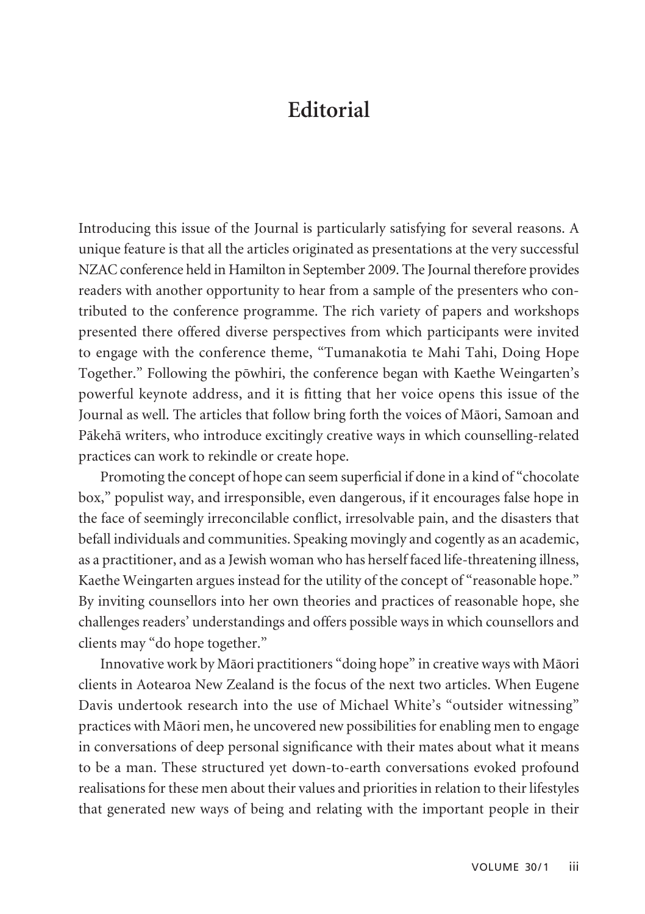# Editorial

Introducing this issue of the Journal is particularly satisfying for several reasons. A unique feature is that all the articles originated as presentations at the very successful NZAC conference held in Hamilton in September 2009. The Journal therefore provides readers with another opportunity to hear from a sample of the presenters who contributed to the conference programme. The rich variety of papers and workshops presented there offered diverse perspectives from which participants were invited to engage with the conference theme, "Tumanakotia te Mahi Tahi, Doing Hope Together." Following the pōwhiri, the conference began with Kaethe Weingarten's powerful keynote address, and it is fitting that her voice opens this issue of the Journal as well. The articles that follow bring forth the voices of Māori, Samoan and Pākehā writers, who introduce excitingly creative ways in which counselling-related practices can work to rekindle or create hope.

Promoting the concept of hope can seem superficial if done in a kind of "chocolate box," populist way, and irresponsible, even dangerous, if it encourages false hope in the face of seemingly irreconcilable conflict, irresolvable pain, and the disasters that befall individuals and communities. Speaking movingly and cogently as an academic, as a practitioner, and as a Jewish woman who has herself faced life-threatening illness, Kaethe Weingarten argues instead for the utility of the concept of "reasonable hope." By inviting counsellors into her own theories and practices of reasonable hope, she challenges readers' understandings and offers possible ways in which counsellors and clients may "do hope together."

Innovative work by Māori practitioners "doing hope" in creative ways with Māori clients in Aotearoa New Zealand is the focus of the next two articles. When Eugene Davis undertook research into the use of Michael White's "outsider witnessing" practices with Māori men, he uncovered new possibilities for enabling men to engage in conversations of deep personal significance with their mates about what it means to be a man. These structured yet down-to-earth conversations evoked profound realisations for these men about their values and priorities in relation to their lifestyles that generated new ways of being and relating with the important people in their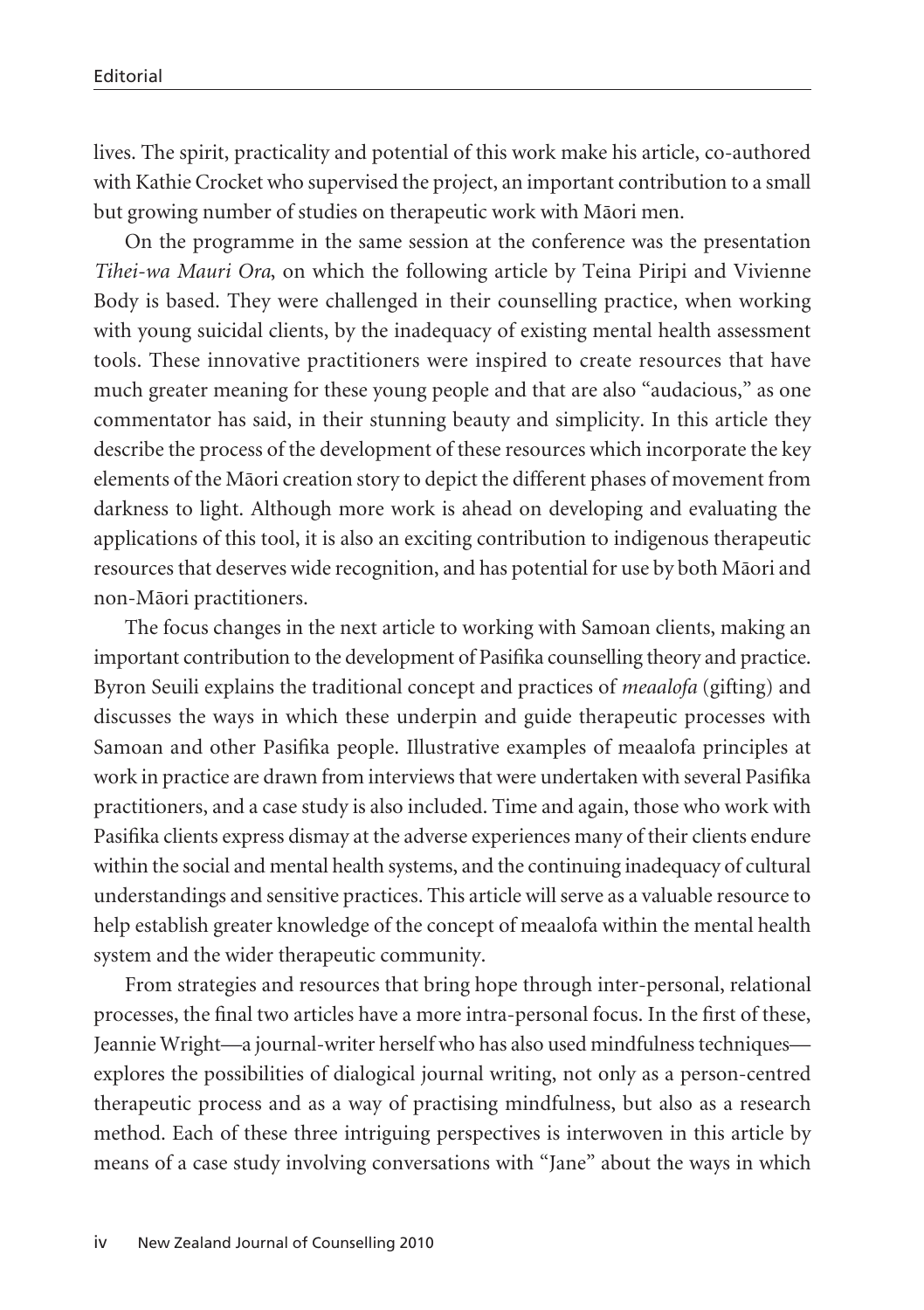lives. The spirit, practicality and potential of this work make his article, co-authored with Kathie Crocket who supervised the project, an important contribution to a small but growing number of studies on therapeutic work with Māori men.

On the programme in the same session at the conference was the presentation *Tihei-wa Mauri Ora*, on which the following article by Teina Piripi and Vivienne Body is based. They were challenged in their counselling practice, when working with young suicidal clients, by the inadequacy of existing mental health assessment tools. These innovative practitioners were inspired to create resources that have much greater meaning for these young people and that are also "audacious," as one commentator has said, in their stunning beauty and simplicity. In this article they describe the process of the development of these resources which incorporate the key elements of the Māori creation story to depict the different phases of movement from darkness to light. Although more work is ahead on developing and evaluating the applications of this tool, it is also an exciting contribution to indigenous therapeutic resources that deserves wide recognition, and has potential for use by both Māori and non-Māori practitioners.

The focus changes in the next article to working with Samoan clients, making an important contribution to the development of Pasifika counselling theory and practice. Byron Seuili explains the traditional concept and practices of *meaalofa* (gifting) and discusses the ways in which these underpin and guide therapeutic processes with Samoan and other Pasifika people. Illustrative examples of meaalofa principles at work in practice are drawn from interviews that were undertaken with several Pasifika practitioners, and a case study is also included. Time and again, those who work with Pasifika clients express dismay at the adverse experiences many of their clients endure within the social and mental health systems, and the continuing inadequacy of cultural understandings and sensitive practices. This article will serve as a valuable resource to help establish greater knowledge of the concept of meaalofa within the mental health system and the wider therapeutic community.

From strategies and resources that bring hope through inter-personal, relational processes, the final two articles have a more intra-personal focus. In the first of these, Jeannie Wright—a journal-writer herself who has also used mindfulness techniques—explores the possibilities of dialogical journal writing, not only as a person-centred therapeutic process and as a way of practising mindfulness, but also as a research method. Each of these three intriguing perspectives is interwoven in this article by means of a case study involving conversations with "Jane" about the ways in which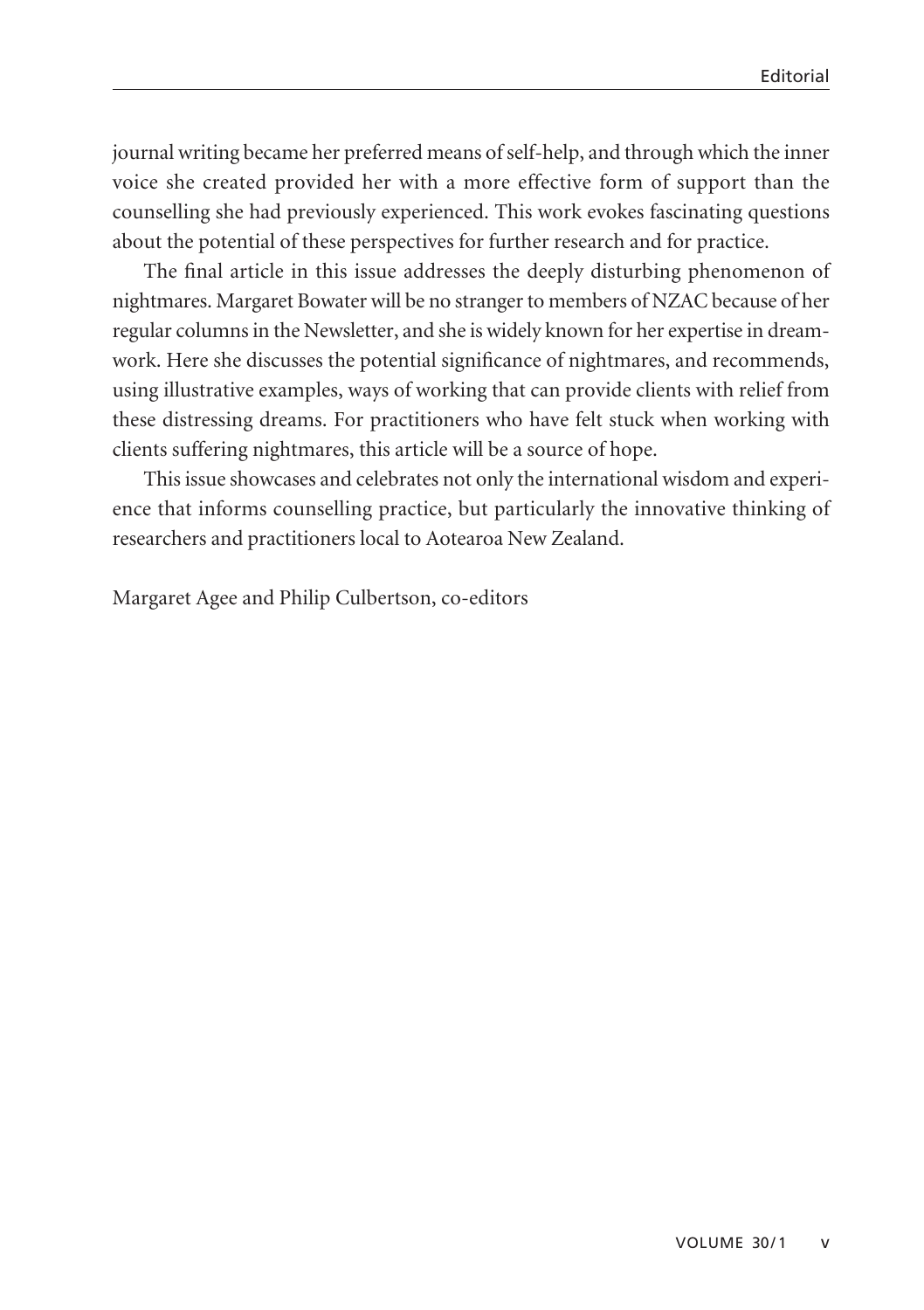journal writing became her preferred means of self-help, and through which the inner voice she created provided her with a more effective form of support than the counselling she had previously experienced. This work evokes fascinating questions about the potential of these perspectives for further research and for practice.

The final article in this issue addresses the deeply disturbing phenomenon of nightmares. Margaret Bowater will be no stranger to members of NZAC because of her regular columns in the Newsletter, and she is widely known for her expertise in dreamwork. Here she discusses the potential significance of nightmares, and recommends, using illustrative examples, ways of working that can provide clients with relief from these distressing dreams. For practitioners who have felt stuck when working with clients suffering nightmares, this article will be a source of hope.

This issue showcases and celebrates not only the international wisdom and experience that informs counselling practice, but particularly the innovative thinking of researchers and practitioners local to Aotearoa New Zealand.

Margaret Agee and Philip Culbertson, co-editors